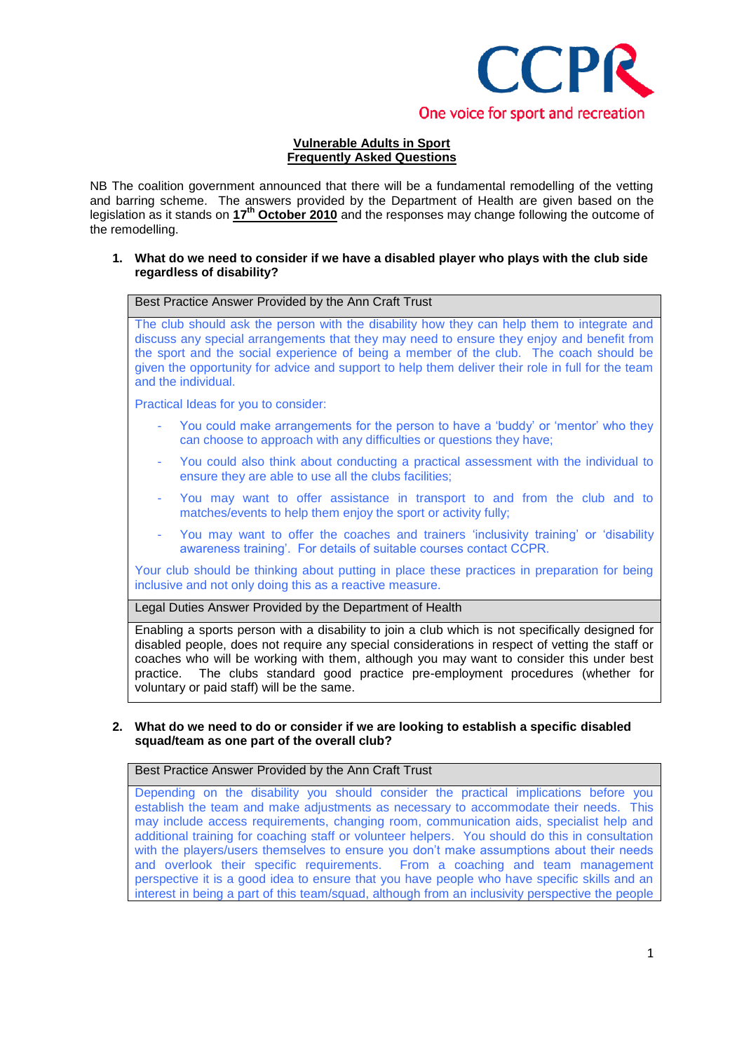CCPR

One voice for sport and recreation

# Vulnerable Adults in Sport
## Frequently Asked Questions

NB The coalition government announced that there will be a fundamental remodelling of the vetting and barring scheme. The answers provided by the Department of Health are given based on the legislation as it stands on **17th October 2010** and the responses may change following the outcome of the remodelling.

**1. What do we need to consider if we have a disabled player who plays with the club side regardless of disability?**

**Best Practice Answer Provided by the Ann Craft Trust**

The club should ask the person with the disability how they can help them to integrate and discuss any special arrangements that they may need to ensure they enjoy and benefit from the sport and the social experience of being a member of the club. The coach should be given the opportunity for advice and support to help them deliver their role in full for the team and the individual.

Practical Ideas for you to consider:

- You could make arrangements for the person to have a 'buddy' or 'mentor' who they can choose to approach with any difficulties or questions they have;
- You could also think about conducting a practical assessment with the individual to ensure they are able to use all the clubs facilities;
- You may want to offer assistance in transport to and from the club and to matches/events to help them enjoy the sport or activity fully;
- You may want to offer the coaches and trainers 'inclusivity training' or 'disability awareness training'. For details of suitable courses contact CCPR.

Your club should be thinking about putting in place these practices in preparation for being inclusive and not only doing this as a reactive measure.

**Legal Duties Answer Provided by the Department of Health**

Enabling a sports person with a disability to join a club which is not specifically designed for disabled people, does not require any special considerations in respect of vetting the staff or coaches who will be working with them, although you may want to consider this under best practice. The clubs standard good practice pre-employment procedures (whether for voluntary or paid staff) will be the same.

**2. What do we need to do or consider if we are looking to establish a specific disabled squad/team as one part of the overall club?**

**Best Practice Answer Provided by the Ann Craft Trust**

Depending on the disability you should consider the practical implications before you establish the team and make adjustments as necessary to accommodate their needs. This may include access requirements, changing room, communication aids, specialist help and additional training for coaching staff or volunteer helpers. You should do this in consultation with the players/users themselves to ensure you don't make assumptions about their needs and overlook their specific requirements. From a coaching and team management perspective it is a good idea to ensure that you have people who have specific skills and an interest in being a part of this team/squad, although from an inclusivity perspective the people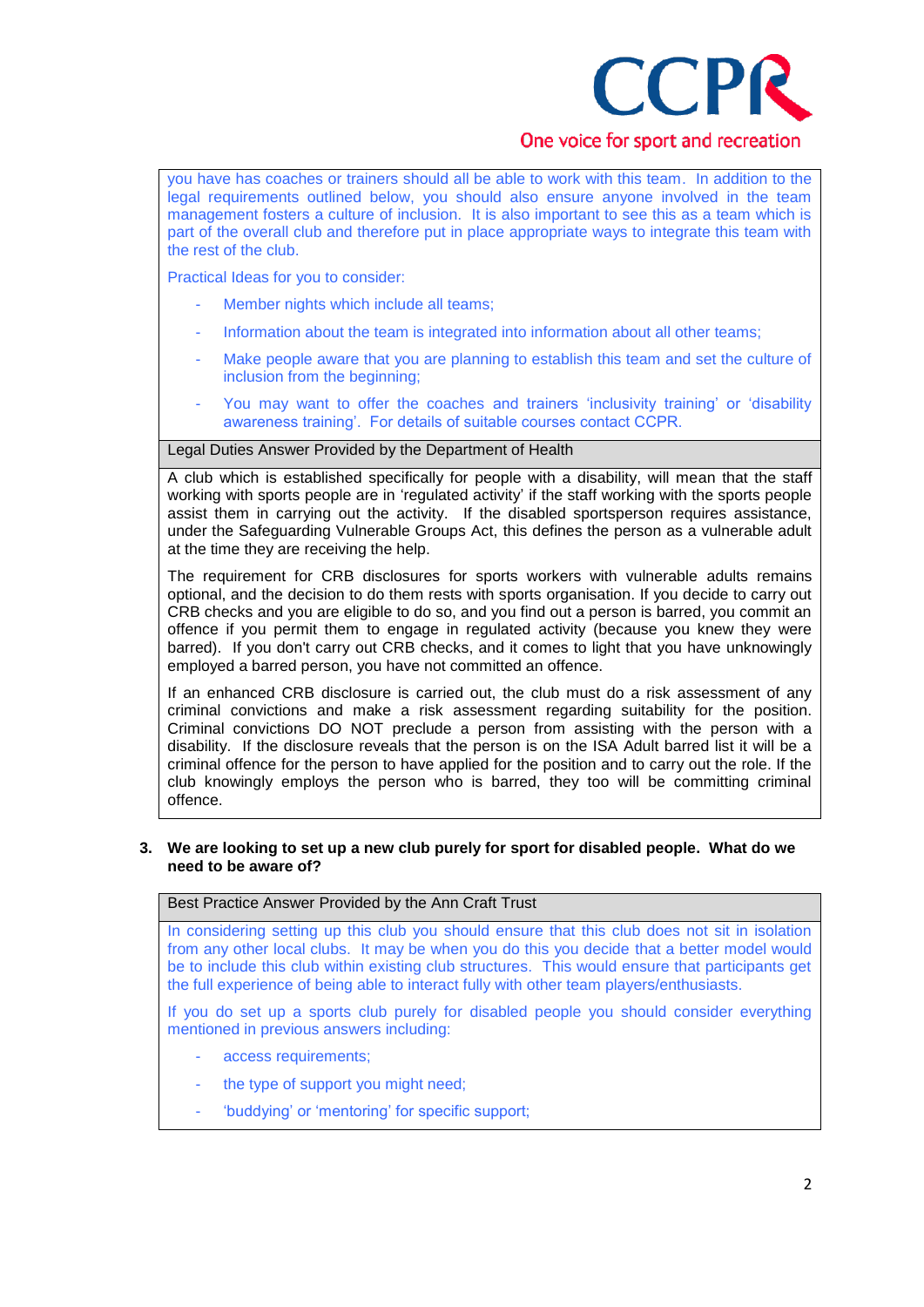you have has coaches or trainers should all be able to work with this team. In addition to the legal requirements outlined below, you should also ensure anyone involved in the team management fosters a culture of inclusion. It is also important to see this as a team which is part of the overall club and therefore put in place appropriate ways to integrate this team with the rest of the club.

Practical Ideas for you to consider:

- Member nights which include all teams;
- Information about the team is integrated into information about all other teams;
- Make people aware that you are planning to establish this team and set the culture of inclusion from the beginning;
- You may want to offer the coaches and trainers 'inclusivity training' or 'disability awareness training'. For details of suitable courses contact CCPR.

**Legal Duties Answer Provided by the Department of Health**

A club which is established specifically for people with a disability, will mean that the staff working with sports people are in 'regulated activity' if the staff working with the sports people assist them in carrying out the activity. If the disabled sportsperson requires assistance, under the Safeguarding Vulnerable Groups Act, this defines the person as a vulnerable adult at the time they are receiving the help.

The requirement for CRB disclosures for sports workers with vulnerable adults remains optional, and the decision to do them rests with sports organisation. If you decide to carry out CRB checks and you are eligible to do so, and you find out a person is barred, you commit an offence if you permit them to engage in regulated activity (because you knew they were barred). If you don't carry out CRB checks, and it comes to light that you have unknowingly employed a barred person, you have not committed an offence.

If an enhanced CRB disclosure is carried out, the club must do a risk assessment of any criminal convictions and make a risk assessment regarding suitability for the position. Criminal convictions DO NOT preclude a person from assisting with the person with a disability. If the disclosure reveals that the person is on the ISA Adult barred list it will be a criminal offence for the person to have applied for the position and to carry out the role. If the club knowingly employs the person who is barred, they too will be committing criminal offence.

**3. We are looking to set up a new club purely for sport for disabled people. What do we need to be aware of?**

**Best Practice Answer Provided by the Ann Craft Trust**

In considering setting up this club you should ensure that this club does not sit in isolation from any other local clubs. It may be when you do this you decide that a better model would be to include this club within existing club structures. This would ensure that participants get the full experience of being able to interact fully with other team players/enthusiasts.

If you do set up a sports club purely for disabled people you should consider everything mentioned in previous answers including:

- access requirements;
- the type of support you might need;
- 'buddying' or 'mentoring' for specific support;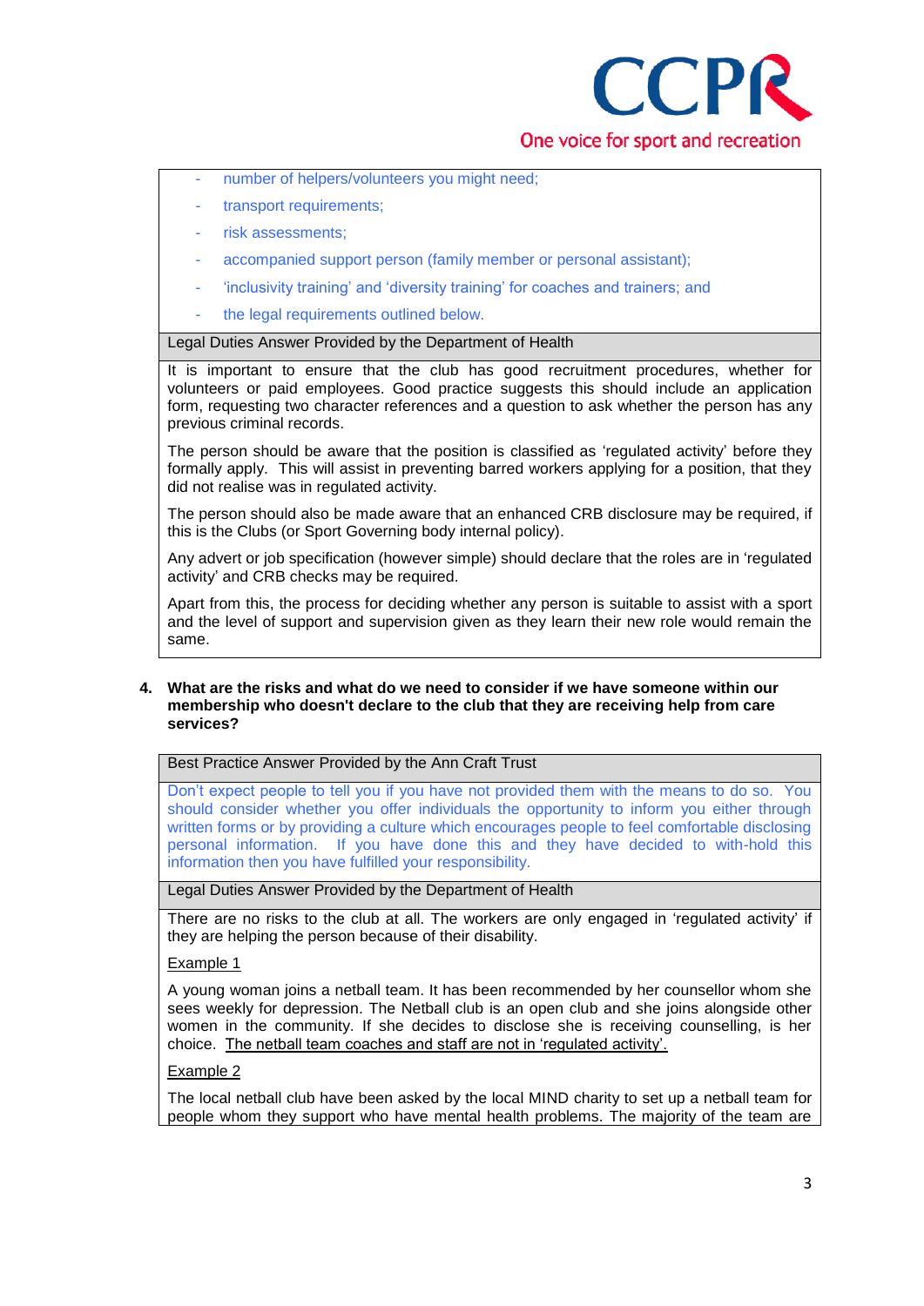- number of helpers/volunteers you might need;
- transport requirements;
- risk assessments;
- accompanied support person (family member or personal assistant);
- 'inclusivity training' and 'diversity training' for coaches and trainers; and
- the legal requirements outlined below.

**Legal Duties Answer Provided by the Department of Health**

It is important to ensure that the club has good recruitment procedures, whether for volunteers or paid employees. Good practice suggests this should include an application form, requesting two character references and a question to ask whether the person has any previous criminal records.

The person should be aware that the position is classified as 'regulated activity' before they formally apply. This will assist in preventing barred workers applying for a position, that they did not realise was in regulated activity.

The person should also be made aware that an enhanced CRB disclosure may be required, if this is the Clubs (or Sport Governing body internal policy).

Any advert or job specification (however simple) should declare that the roles are in 'regulated activity' and CRB checks may be required.

Apart from this, the process for deciding whether any person is suitable to assist with a sport and the level of support and supervision given as they learn their new role would remain the same.

**4. What are the risks and what do we need to consider if we have someone within our membership who doesn't declare to the club that they are receiving help from care services?**

**Best Practice Answer Provided by the Ann Craft Trust**

Don't expect people to tell you if you have not provided them with the means to do so. You should consider whether you offer individuals the opportunity to inform you either through written forms or by providing a culture which encourages people to feel comfortable disclosing personal information. If you have done this and they have decided to with-hold this information then you have fulfilled your responsibility.

**Legal Duties Answer Provided by the Department of Health**

There are no risks to the club at all. The workers are only engaged in 'regulated activity' if they are helping the person because of their disability.

Example 1

A young woman joins a netball team. It has been recommended by her counsellor whom she sees weekly for depression. The Netball club is an open club and she joins alongside other women in the community. If she decides to disclose she is receiving counselling, is her choice. The netball team coaches and staff are not in 'regulated activity'.

Example 2

The local netball club have been asked by the local MIND charity to set up a netball team for people whom they support who have mental health problems. The majority of the team are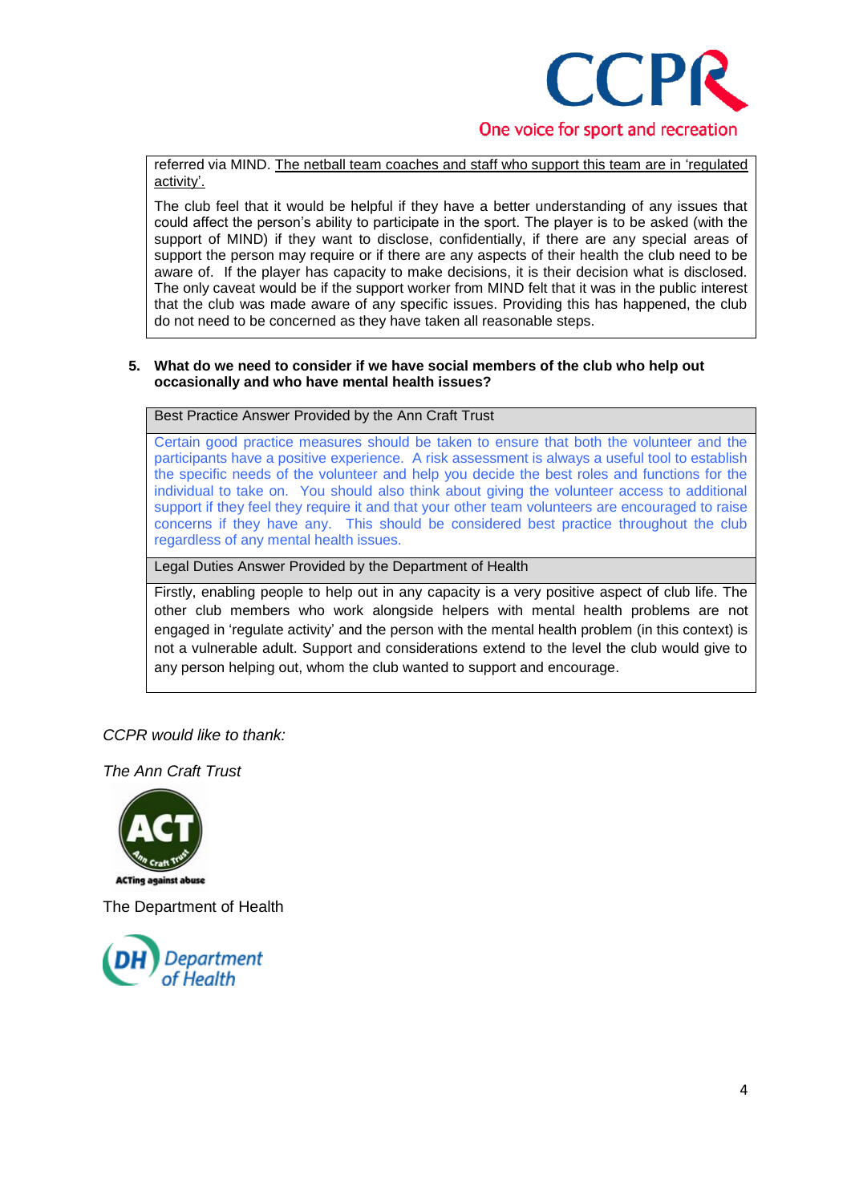referred via MIND. <u>The netball team coaches and staff who support this team are in 'regulated activity'.</u>

The club feel that it would be helpful if they have a better understanding of any issues that could affect the person's ability to participate in the sport. The player is to be asked (with the support of MIND) if they want to disclose, confidentially, if there are any special areas of support the person may require or if there are any aspects of their health the club need to be aware of. If the player has capacity to make decisions, it is their decision what is disclosed. The only caveat would be if the support worker from MIND felt that it was in the public interest that the club was made aware of any specific issues. Providing this has happened, the club do not need to be concerned as they have taken all reasonable steps.

**5. What do we need to consider if we have social members of the club who help out occasionally and who have mental health issues?**

| |
|---|
| Best Practice Answer Provided by the Ann Craft Trust |
| Certain good practice measures should be taken to ensure that both the volunteer and the participants have a positive experience. A risk assessment is always a useful tool to establish the specific needs of the volunteer and help you decide the best roles and functions for the individual to take on. You should also think about giving the volunteer access to additional support if they feel they require it and that your other team volunteers are encouraged to raise concerns if they have any. This should be considered best practice throughout the club regardless of any mental health issues. |
| Legal Duties Answer Provided by the Department of Health |
| Firstly, enabling people to help out in any capacity is a very positive aspect of club life. The other club members who work alongside helpers with mental health problems are not engaged in 'regulate activity' and the person with the mental health problem (in this context) is not a vulnerable adult. Support and considerations extend to the level the club would give to any person helping out, whom the club wanted to support and encourage. |

*CCPR would like to thank:*

*The Ann Craft Trust*

ACT Ann Craft Trust

ACTing against abuse

The Department of Health

DH Department of Health